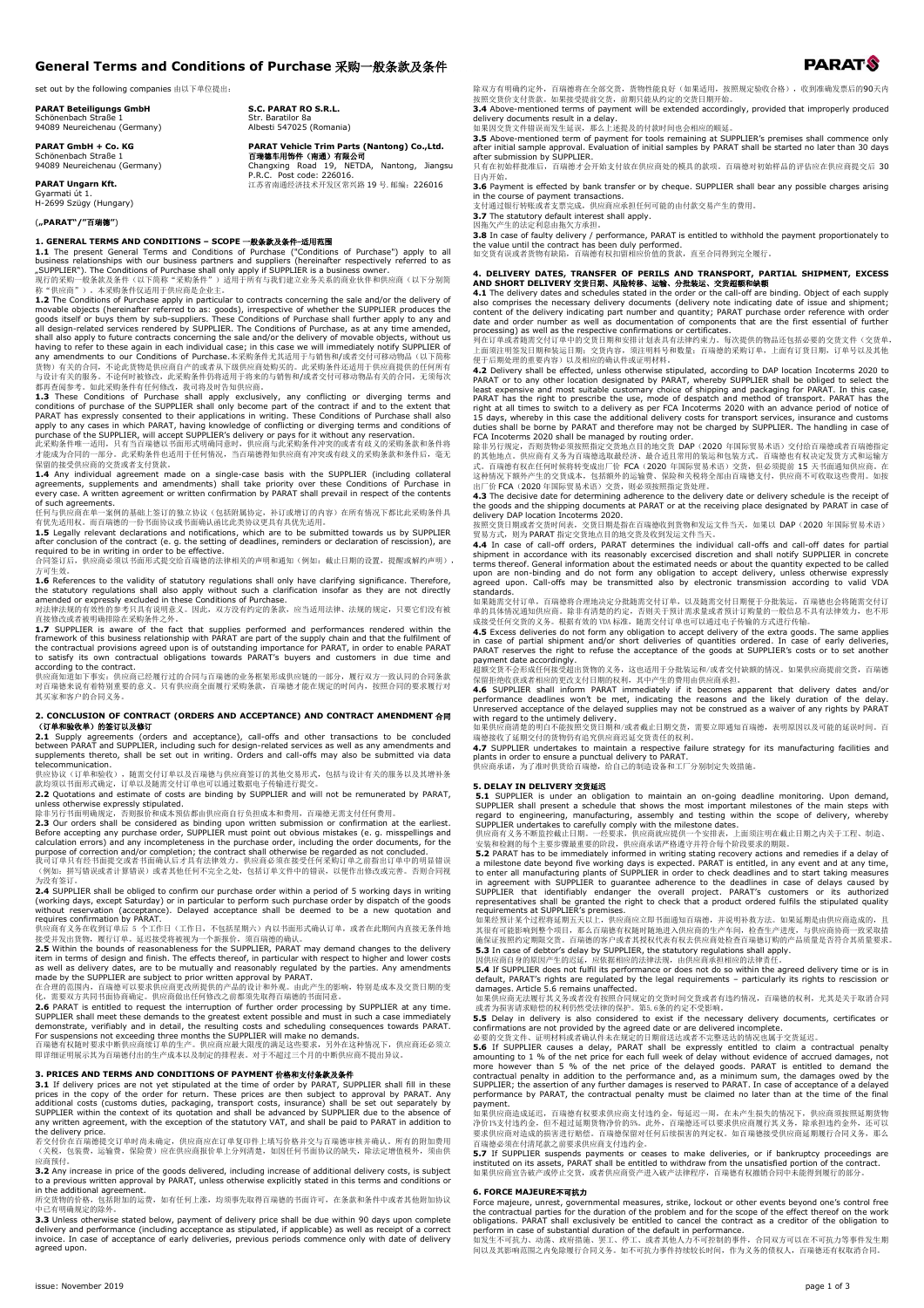# General Terms and Conditions of Purchase 采购一般条款及条件

set out by the following companies 由以下单位提出：

**PARAT Beteiligungs GmbH**
Schönenbach Straße 1
94089 Neureichenau (Germany)

**S.C. PARAT RO S.R.L.**
Str. Baratilor 8a
Albesti 547025 (Romania)

**PARAT GmbH + Co. KG**
Schönenbach Straße 1
94089 Neureichenau (Germany)

**PARAT Vehicle Trim Parts (Nantong) Co.,Ltd.**
**百瑞德车用饰件（南通）有限公司**
Changxing Road 19, NETDA, Nantong, Jiangsu P.R.C. Post code: 226016.
江苏省南通经济技术开发区常兴路 19 号. 邮编：226016

**PARAT Ungarn Kft.**
Gyarmati út 1.
H-2699 Szügy (Hungary)

(„**PARAT**"/"**百瑞德**")

## 1. GENERAL TERMS AND CONDITIONS – SCOPE 一般条款及条件-适用范围

**1.1** The present General Terms and Conditions of Purchase ("Conditions of Purchase") apply to all business relationships with our business partners and suppliers (hereinafter respectively referred to as „SUPPLIER"). The Conditions of Purchase shall only apply if SUPPLIER is a business owner.
现行的采购一般条款及条件（以下简称"采购条件"）适用于所有与我们建立业务关系的商业伙伴和供应商（以下分别简称"供应商"）。本采购条件仅适用于供应商是企业主。

**1.2** The Conditions of Purchase apply in particular to contracts concerning the sale and/or the delivery of movable objects (hereinafter referred to as: goods), irrespective of whether the SUPPLIER produces the goods itself or buys them by sub-suppliers. These Conditions of Purchase shall further apply to any and all design-related services rendered by SUPPLIER. The Conditions of Purchase, as at any time amended, shall also apply to future contracts concerning the sale and/or the delivery of movable objects, without us having to refer to these again in each individual case; in this case we will immediately notify SUPPLIER of any amendments to our Conditions of Purchase.本采购条件尤其适用于与销售和/或者交付可移动物品（以下简称货物）有关的合同，不论此货物是供应商自产的或者从下级供应商处购买的。此采购条件还适用于供应商提供的任何所有与设计有关的服务。不论何时被修改，此采购条件仍将适用于将来的与销售和/或者交付可移动物品有关的合同，无须每次都再查阅参考。如此采购条件有任何修改，我司将及时告知供应商。

**1.3** These Conditions of Purchase shall apply exclusively, any conflicting or diverging terms and conditions of purchase of the SUPPLIER shall only become part of the contract if and to the extent that PARAT has expressly consented to their applications in writing. These Conditions of Purchase shall also apply to any cases in which PARAT, having knowledge of conflicting or diverging terms and conditions of purchase of the SUPPLIER, will accept SUPPLIER's delivery or pays for it without any reservation.
此采购条件唯一适用。只有当百瑞德以书面形式明确同意时，供应商与此采购条件冲突的或者有歧义的采购条款和条件将才能成为合同的一部分。此采购条件也适用于任何情况，当百瑞德得知供应商有冲突或有歧义的采购条款和条件后，毫无保留的接受供应商的交货或者支付货款。

**1.4** Any individual agreement made on a single-case basis with the SUPPLIER (including collateral agreements, supplements and amendments) shall take priority over these Conditions of Purchase in every case. A written agreement or written confirmation by PARAT shall prevail in respect of the contents of such agreements.
任何与供应商在单一案例的基础上签订的独立协议（包括附属协议，补订或增订的内容）在所有情况下都比此采购条件具有优先适用权，而百瑞德的一份书面协议或书面确认函比此类协议更具有优先适用。

**1.5** Legally relevant declarations and notifications, which are to be submitted towards us by SUPPLIER after conclusion of the contract (e.g. the setting of deadlines, reminders or declaration of rescission), are required to be in writing in order to be effective.
合同签订后，供应商必须以书面形式提交给百瑞德的法律相关的声明和通知（例如：截止日期的设置，提醒或解约声明），方可生效。

**1.6** References to the validity of statutory regulations shall only have clarifying significance. Therefore, the statutory regulations shall also apply without such a clarification insofar as they are not directly amended or expressly excluded in these Conditions of Purchase.
对法律法规的有效性的参考仅具有说明意义。因此，双方没有约定的条款，应当适用法律、法规的规定，只要它们没有被直接修改或者被明确排除在采购条件之外。

**1.7** SUPPLIER is aware of the fact that supplies performed and performances rendered within the framework of this business relationship with PARAT are part of the supply chain and that the fulfilment of the contractual provisions agreed upon is of outstanding importance for PARAT, in order to enable PARAT to satisfy its own contractual obligations towards PARAT's buyers and customers in due time and according to the contract.
供应商知道如下事实：供应商已经履行过的合同与百瑞德的业务框架形成供应链的一部分，履行双方一致认同的合同条款对百瑞德来说有着特别重要的意义。只有供应商全面履行采购条款，百瑞德才能在规定的时间内，按照合同的要求履行对其买家和客户的合同义务。

## 2. CONCLUSION OF CONTRACT (ORDERS AND ACCEPTANCE) AND CONTRACT AMENDMENT 合同（订单和验收单）的签订以及修订

**2.1** Supply agreements (orders and acceptance), call-offs and other transactions to be concluded between PARAT and SUPPLIER, including such for design-related services as well as any amendments and supplements thereto, shall be set out in writing. Orders and call-offs may also be submitted via data telecommunication.
供应协议（订单和验收），随需交付订单以及百瑞德与供应商签订的其他交易形式，包括与设计有关的服务以及其增补条款均须以书面形式确定，订单以及随需交付订单也可以通过数据电子传输进行提交。

**2.2** Quotations and estimate of costs are binding for SUPPLIER and will not be remunerated by PARAT, unless otherwise expressly stipulated.
除非另行书面明确规定，否则报价和成本预估都由供应商自行负担成本和费用，百瑞德无需支付任何费用。

**2.3** Our orders shall be considered as binding upon written submission or confirmation at the earliest. Before accepting any purchase order, SUPPLIER must point out obvious mistakes (e. g. misspellings and calculation errors) and any incompleteness in the purchase order, including the order documents, for the purpose of correction and/or completion; the contract shall otherwise be regarded as not concluded.
我们订单只有经书面提交或者书面确认后才具有法律效力。供应商必须在接受任何采购订单之前指出订单中的明显错误（例如：拼写错误或者计算错误）或者其他任何不完全之处，包括订单文件中的错误，以便作出修改或完善。否则合同视为没有签订。

**2.4** SUPPLIER shall be obliged to confirm our purchase order within a period of 5 working days in writing (working days, except Saturday) or in particular to perform such purchase order by dispatch of the goods without reservation (acceptance). Delayed acceptance shall be deemed to be a new quotation and requires confirmation by PARAT.
供应商有义务在收到订单后 5 个工作日（工作日，不包括星期六）内以书面形式确认订单，或者在此期间内直接无条件地接受并发出货物，履行订单。延迟接受将被视为一个新报价，须百瑞德的确认。

**2.5** Within the bounds of reasonableness for the SUPPLIER, PARAT may demand changes to the delivery item in terms of design and finish. The effects thereof, in particular with respect to higher and lower costs as well as delivery dates, are to be mutually and reasonably regulated by the parties. Any amendments made by the SUPPLIER are subject to prior written approval by PARAT.
在合理的范围内，百瑞德可以要求供应商更改所提供的产品的设计和外观。由此产生的影响，特别是成本及交货日期的变化，需要双方共同书面协商确定。供应商做出任何修改之前都须先取得百瑞德的书面同意。

**2.6** PARAT is entitled to request the interruption of further order processing by SUPPLIER at any time. SUPPLIER shall meet these demands to the greatest extent possible and must in such a case immediately demonstrate, verifiably and in detail, the resulting costs and scheduling consequences towards PARAT. For suspensions not exceeding three months the SUPPLIER will make no demands.
百瑞德有权随时要求中断供应商接下来的生产。供应商应最大限度的满足这些要求，另外在这种情况下，供应商还必须立即详细证明展示其为百瑞德们由的生产成本以及制定的排程表。对于不超过三个月的中断供应商不得提出异议。

## 3. PRICES AND TERMS AND CONDITIONS OF PAYMENT 价格和支付条款及条件

**3.1** If delivery prices are not yet stipulated at the time of order by PARAT, SUPPLIER shall fill in these prices in the copy of the order for return. These prices are then subject to approval by PARAT. Any additional costs (customs duties, packaging, transport costs, insurance) shall be set out separately by SUPPLIER within the context of its quotation and shall be advanced by SUPPLIER due to the absence of any written agreement, with the exception of the statutory VAT, and shall be paid to PARAT in addition to the delivery price.
若交付价在百瑞德提交订单时尚未确定，供应商应在订单复印件上填写价格并交予百瑞德审核并确认。所有的附加费用（关税，包装费，运输费，保险费）应在供应商报价单上分列清楚，如因任何书面协议的缺失，除法定增值税外，须由供应商预付。

**3.2** Any increase in price of the goods delivered, including increase of additional delivery costs, is subject to a previous written approval by PARAT, unless otherwise explicitly stated in this terms and conditions or in the additional agreement.
所交货物的价格，包括附加的运费，如有任何上涨，均须事先取得百瑞德的书面许可，在条款和条件中或者其他附加协议中已有明确规定的除外。

**3.3** Unless otherwise stated below, payment of delivery price shall be due within 90 days upon complete delivery and performance (including acceptance as stipulated, if applicable) as well as receipt of a correct invoice. In case of acceptance of early deliveries, previous periods commence only with the date of delivery agreed upon.
除双方有明确约定外，百瑞德将在全部交货，货物性能良好（如果适用，按照规定验收合格），收到准确发票后的90天内按照交货价支付货款。如果接受提前交货，前期只能从约定的交货日期开始。

**3.4** Above-mentioned terms of payment will be extended accordingly, provided that improperly produced delivery documents result in a delay.
如果因交货文件错误而发生延误，那么上述提及的付款时间也会相应的顺延。

**3.5** Above-mentioned term of payment for tools remaining at SUPPLIER's premises shall commence only after initial sample approval. Evaluation of initial samples by PARAT shall be started no later than 30 days after submission by SUPPLIER.
只有在初始样品批准后，百瑞德才会开始支付放在供应商处的模具的款项。百瑞德对初始样品的评估应在供应商提交后 30 日内开始。

**3.6** Payment is effected by bank transfer or by cheque. SUPPLIER shall bear any possible charges arising in the course of payment transactions.
支付通过银行转账或者支票完成，供应商应承担任何可能的由付款交易产生的费用。

**3.7** The statutory default interest shall apply.
因拖欠产生的法定利息由拖欠方承担。

**3.8** In case of faulty delivery / performance, PARAT is entitled to withhold the payment proportionately to the value until the contract has been duly performed.
如交货有误或者货物有缺陷，百瑞德有权扣留相应价值的货款，直至合同得到完全履行。

## 4. DELIVERY DATES, TRANSFER OF PERILS AND TRANSPORT, PARTIAL SHIPMENT, EXCESS AND SHORT DELIVERY 交货日期、风险转移、运输、分批装运、交货超额和缺额

**4.1** The delivery dates and schedules stated in the order or the call-off are binding. Object of each supply also comprises the necessary delivery documents (delivery note indicating date of issue and shipment; content of the delivery indicating part number and quantity; PARAT purchase order reference with order date and order number as well as documentation of components that are the first essential of further processing) as well as the respective confirmations or certificates.
列在订单或者随需交付订单中的交货日期和安排计划表具有法律约束力。每次提供的物品还包括必要的交货文件（交货单，上面须注明签发日期和装运日期；交货内容，须注明料号和数量；百瑞德的采购订单，上面有订货日期，订单号以及其他便于后期处理的重要内容）以及相应的确认件或证明材料。

**4.2** Delivery shall be effected, unless otherwise stipulated, according to DAP location Incoterms 2020 to PARAT or to any other location designated by PARAT, whereby SUPPLIER shall be obliged to select the least expensive and most suitable customary choice of shipping and packaging for PARAT. In this case, PARAT has the right to prescribe the use, mode of despatch and method of transport. PARAT has the right at all times to switch to a delivery as per FCA Incoterms 2020 with an advance period of notice of 15 days, whereby in this case the additional delivery costs for transport services, insurance and customs duties shall be borne by PARAT and therefore may not be charged by SUPPLIER. The handling in case of FCA Incoterms 2020 shall be managed by routing order.
除非另行规定，否则货物必须按照位交货地点目的地交货 DAP（2020 年国际贸易术语）交付给百瑞德或者百瑞德指定的其他地点。供应商有义务为百瑞德选取最经济、最合适且常用的装运和包装方式。百瑞德有权决定发货方式和运输方式。百瑞德有权在任何时候将其变成出厂价 FCA（2020 年国际贸易术语）交货，但必须提前 15 天书面通知供应商。在这种情况下额外产生的交货成本，包括额外的运输费、保险和关税将全部由百瑞德支付，供应商不可收取这些费用。如按出厂价 FCA（2020 年国际贸易术语）交货，则必须按照指定货处理。

**4.3** The decisive date for determining adherence to the delivery date or delivery schedule is the receipt of the goods and the shipping documents at PARAT or at the receiving place designated by PARAT in case of delivery DAP location Incoterms 2020.
按照交货日期或者交货时间表，交货日期是指在百瑞德收到货物和发运文件当天，如果以 DAP（2020 年国际贸易术语）贸易方式，则为 PARAT 指定交货地点目的地交货及收到发运文件当天。

**4.4** In case of call-off orders, PARAT determines the individual call-offs and call-off dates for partial shipment in accordance with its reasonably excercised discretion and shall notify SUPPLIER in concrete terms thereof. General information about the estimated needs or about the quantity expected to be called upon are non-binding and do not form any obligation to accept delivery, unless otherwise expressly agreed upon. Call-offs may be transmitted also by electronic transmission according to valid VDA standards.
如果随需交付订单，百瑞德将合理地决定分批随需交付订单，以及随需交付日期便于分批装运，百瑞德也会将随需交付订单的具体情况通知供应商。除非有清楚的约定，否则关于预计需求量或者预计订购量的一般信息不具有法律效力，也不形成接受任何交货的义务。根据有效的 VDA 标准，随需交付订单也可以通过电子传输的方式进行传输。

**4.5** Excess deliveries do not form any obligation to accept delivery of the excess goods. The same applies in case of partial shipment and/or short deliveries of quantities ordered. In case of early deliveries, PARAT reserves the right to refuse the acceptance of the goods at SUPPLIER's costs or to set another payment date accordingly.
超额交货不会形成任何接受超出货物的义务，这也适用于分批装运和/或者交付缺额的情况。如果供应商提前交货，百瑞德保留拒绝收获或者相应的更改支付日期的权利，其中产生的费用由供应商承担。

**4.6** SUPPLIER shall inform PARAT immediately if it becomes apparent that delivery dates and/or performance deadlines won't be met, indicating the reasons and the likely duration of the delay. Unreserved acceptance of the delayed supplies may not be construed as a waiver of any rights by PARAT with regard to the untimely delivery.
如果供应商清楚的明白不能按照交货日期和/或者截止日期交货，需要立即通知百瑞德，表明原因以及可能的延误时间。百瑞德接收了延期交付的货物并不代表放弃供应商迟延交货责任的权利。

**4.7** SUPPLIER undertakes to maintain a respective failure strategy for its manufacturing facilities and plants in order to ensure a punctual delivery to PARAT.
供应商承诺，为了准时供货给百瑞德，给自己的制造设备和工厂分别制定失效措施。

## 5. DELAY IN DELIVERY 交货延迟

**5.1** SUPPLIER is under an obligation to maintain an on-going deadline monitoring. Upon demand, SUPPLIER shall present a schedule that shows the most important milestones of the main steps with regard to engineering, manufacturing, assembly and testing within the scope of delivery, whereby SUPPLIER undertakes to carefully comply with the milestone dates.
供应商有义务不断监控截止日期。一经要求，供应商就应提供一个安排表，上面须注明在截止日期之内关于工程、制造、安装和检测的每个主要步骤最重要的阶段，供应商承诺严格遵守并符合每个阶段要求的期限。

**5.2** PARAT has to be immediately informed in writing stating recovery actions and remedies if a delay of a milestone date beyond five working days is expected. PARAT is entitled, in any event and at any time, to enter all manufacturing plants of SUPPLIER in order to check deadlines and to start taking measures in agreement with SUPPLIER to guarantee adherence to the deadlines in case of delays caused by SUPPLIER that identifiably endanger the overall project. PARAT's customers or its authorized representatives shall be granted the right to check that a product ordered fulfils the stipulated quality requirements at SUPPLIER's premises.
如果经预计某个过程将延期五天以上，供应商应立即书面通知百瑞德，并说明补救方法。如果延期是由供应商造成的，且其被有可能影响到整个项目，那么百瑞德有权随时随地进入供应商的生产车间，检查生产进度，与供应商协商一致采取措施保证按照约定期限交货。百瑞德的客户或者其授权代表有权去供应商处检查百瑞德订购的产品质量是否符合其质量要求。

**5.3** In case of debtor's delay by SUPPLIER, the statutory regulations shall apply.
因供应商自身的原因产生的迟延，应依据相应的法律法规，由供应商承担相应的法律责任。

**5.4** If SUPPLIER does not fulfil its performance or does not do so within the agreed delivery time or is in default, PARAT's rights are regulated by the legal requirements – particularly its rights to rescission or damages. Article 5.6 remains unaffected.
如果供应商未按法规其义务或者没有按照合同规定的交货时间交货或者有违约情况，百瑞德的权利，尤其是关于取消合同或者为损害请求赔偿的权利仍然受法律的保护。第5.6条的约定不受影响。

**5.5** Delay in delivery is also considered to exist if the necessary delivery documents, certificates or confirmations are not provided by the agreed date or are delivered incomplete.
必要的交货文件、证明材料或者确认件未在规定的日期前送达或者不完整送达的情况也属于交货延迟。

**5.6** If SUPPLIER causes a delay, PARAT shall be expressly entitled to claim a contractual penalty amounting to 1 % of the net price for each full week of delay without evidence of accrued damages, not more however than 5 % of the net price of the delayed goods. PARAT is entitled to demand the contractual penalty in addition to the performance and, as a minimum sum, the damages owed by the SUPPLIER; the assertion of any further damages is reserved to PARAT. In case of acceptance of a delayed performance by PARAT, the contractual penalty must be claimed no later than at the time of the final payment.
如果供应商造成延迟，百瑞德有权要求供应商支付违约金，每延迟一周，在未产生损失的情况下，供应商须按照延期货物净价1%支付违约金，但不超过延期货物净价的5%。此外，百瑞德还可以要求供应商履行其义务，除违约金外，还可以要求供应商对造成的损害进行赔偿。百瑞德保留对任何后续损害的判定权。如百瑞德接受供应商延期履行合同义务，那么百瑞德必须在付清尾款之前要求供应商支付违约金。

**5.7** If SUPPLIER suspends payments or ceases to make deliveries, or if bankruptcy proceedings are instituted on its assets, PARAT shall be entitled to withdraw from the unsatisfied portion of the contract.
如果供应商宣布破产或停止交货，或者供应商资产进入破产法律程序，百瑞德有权撤销合同中未能得到履行的部分。

## 6. FORCE MAJEURE不可抗力

Force majeure, unrest, governmental measures, strike, lockout or other events beyond one's control free the contractual parties for the duration of the problem and for the scope of the effect thereof on the work obligations. PARAT shall exclusively be entitled to cancel the contract as a creditor of the obligation to perform in case of substantial duration of the default in performance.
如发生不可抗力、动荡、政府措施、罢工、停工、或者其他人力不可控制的事件，合同双方可以在不可抗力等事件发生期间以及其影响范围内免除履行合同义务。如不可抗力事件持续较长时间，作为义务的债权人，百瑞德还有权取消合同。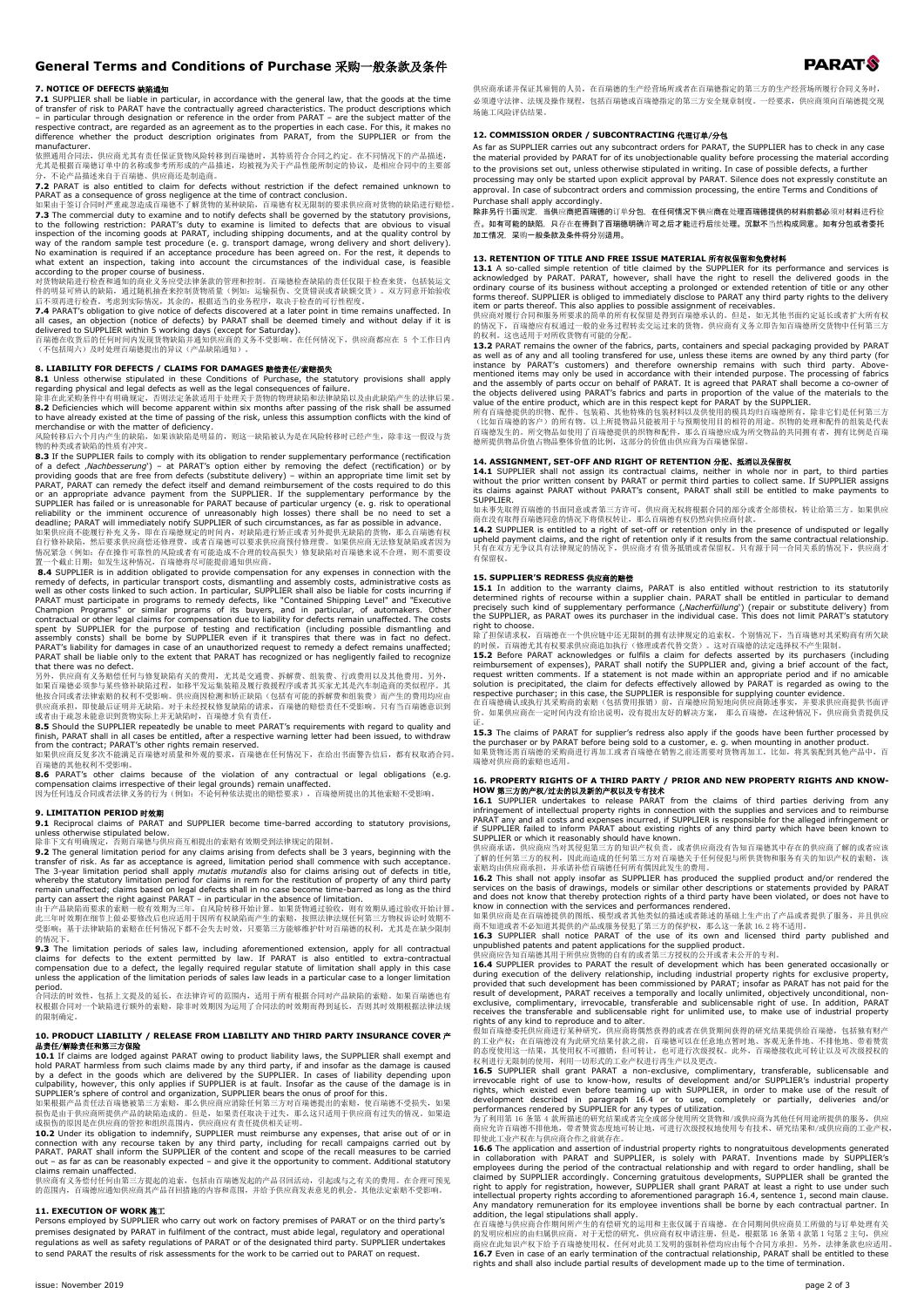### 7. NOTICE OF DEFECTS 缺陷通知

**7.1** SUPPLIER shall be liable in particular, in accordance with the general law, that the goods at the time of transfer of risk to PARAT have the contractually agreed characteristics. The product descriptions which – in particular through designation or reference in the order from PARAT – are the subject matter of the respective contract, are regarded as an agreement as to the properties in each case. For this, it makes no difference whether the product description originates from PARAT, from the SUPPLIER or from the manufacturer.

依照通用合同法，供应商尤其有责任保证货物风险转移到百瑞德时，其特质符合合同之约定。在不同情况下的产品描述，尤其是根据百瑞德订单中的名称或参考所形成的产品描述，均被视为关于产品性能所制定的协议，是相应合同中的主要部分，不论产品描述来自于百瑞德、供应商还是制造商。

**7.2** PARAT is also entitled to claim for defects without restriction if the defect remained unknown to PARAT as a consequence of gross negligence at the time of contract conclusion.

如果由于签订合同时严重疏忽造成百瑞德不了解货物的某种缺陷，百瑞德有权无限制的要求供应商对货物的缺陷进行赔偿。

**7.3** The commercial duty to examine and to notify defects shall be governed by the statutory provisions, to the following restriction: PARAT's duty to examine is limited to defects that are obvious to visual inspection of the incoming goods at PARAT, including shipping documents, and at the quality control by way of the random sample test procedure (e. g. transport damage, wrong delivery and short delivery). No examination is required if an acceptance procedure has been agreed on. For the rest, it depends to what extent an inspection, taking into account the circumstances of the individual case, is feasible according to the proper course of business.

对货物缺陷进行检查和通知的商业义务应受法律条款的管理和控制。百瑞德检查缺陷的责任仅限于检查来货，包括装运文件的明显可辨认的缺陷，通过随机抽查来控制货物质量（例如：运输损伤、交货错误或者缺额交货）。双方同意开始验收后不须再进行检查。考虑到实际情况，其余的，根据适当的业务程序，取决于检查的可行性程度。

**7.4** PARAT's obligation to give notice of defects discovered at a later point in time remains unaffected. In all cases, an objection (notice of defects) by PARAT shall be deemed timely and without delay if it is delivered to SUPPLIER within 5 working days (except for Saturday).

百瑞德在收货后的任何时间内发现货物缺陷并通知供应商的义务不受影响。在任何情况下，供应商都应在 5 个工作日内（不包括周六）及时处理百瑞德提出的异议（产品缺陷通知）。

### 8. LIABILITY FOR DEFECTS / CLAIMS FOR DAMAGES 赔偿责任/索赔损失

**8.1** Unless otherwise stipulated in these Conditions of Purchase, the statutory provisions shall apply regarding physical and legal defects as well as the legal consequences of failure.

除非在此采购条件中有明确规定，否则法定条款适用于处理关于货物的物理缺陷和法律缺陷以及由此缺陷产生的法律后果。

**8.2** Deficiencies which will become apparent within six months after passing of the risk shall be assumed to have already existed at the time of passing of the risk, unless this assumption conflicts with the kind of merchandise or with the matter of deficiency.

风险转移后六个月内产生的缺陷，如果该缺陷是明显的，则这一缺陷被认为是在风险转移时已经产生，除非这一假设与货物的种类或者缺陷的性质有冲突。

**8.3** If the SUPPLIER fails to comply with its obligation to render supplementary performance (rectification of a defect ‚*Nachbesserung*') – at PARAT's option either by removing the defect (rectification) or by providing goods that are free from defects (substitute delivery) – within an appropriate time limit set by PARAT, PARAT can remedy the defect itself and demand reimbursement of the costs required to do this or an appropriate advance payment from the SUPPLIER. If the supplementary performance by the SUPPLIER has failed or is unreasonable for PARAT because of particular urgency (e. g. risk to operational reliability or the imminent occurrence of unreasonably high losses) there shall be no need to set a deadline; PARAT will immediately notify SUPPLIER of such circumstances, as far as possible in advance.

如果供应商不能履行补充义务，即在百瑞德规定的时间内，对缺陷进行矫正或者另外提供无缺陷的货物，那么百瑞德有权自行修补缺陷，然后要求供应商偿还修理费，或者百瑞德可以要求供应商预付修理费。如果供应商无法修复缺陷或者因为情况紧急（例如：存在操作可靠性的风险或者有可能造成不合理的较高损失）修复缺陷对百瑞德来说不合理，则不需要设置一个截止日期；如发生这种情况，百瑞德将尽可能提前通知供应商。

**8.4** SUPPLIER is in addition obligated to provide compensation for any expenses in connection with the remedy of defects, in particular transport costs, dismantling and assembly costs, administrative costs as well as other costs linked to such action. In particular, SUPPLIER shall also be liable for costs incurring if PARAT must participate in programs to remedy defects, like "Contained Shipping Level" and "Executive Champion Programs" or similar programs of its buyers, and in particular, of automakers. Other contractual or other legal claims for compensation due to liability for defects remain unaffected. The costs spent by SUPPLIER for the purpose of testing and rectification (including possible dismantling and assembly costs) shall be borne by SUPPLIER even if it transpires that there was in fact no defect. PARAT's liability for damages in case of an unauthorized request to remedy a defect remains unaffected; PARAT shall be liable only to the extent that PARAT has recognized or has negligently failed to recognize that there was no defect.

另外，供应商有义务赔偿任何与修复缺陷有关的费用，尤其是交通费、拆解费、组装费、行政费用以及其他费用。另外，如果百瑞德必须参与某些修补缺陷过程，如移平发运集装箱及履行行政执行程序或者其买家尤其是汽车制造商的类似程序，其他按合同或者法律索赔的权利不受影响。供应商因检测和矫正缺陷（包括有可能的拆解费和组装费）而产生的费用均应由供应商承担，即使最后证明并无缺陷。对于未经授权修复缺陷的请求，百瑞德的赔偿责任不受影响。只有当百瑞德意识到或者由于疏忽未能意识到货物实际上并无缺陷时，百瑞德才负有责任。

**8.5** Should the SUPPLIER repeatedly be unable to meet PARAT's requirements with regard to quality and finish, PARAT shall in all cases be entitled, after a respective warning letter had been issued, to withdraw from the contract; PARAT's other rights remain reserved.

如果供应商反复多次不能满足百瑞德对质量和外观的要求，百瑞德在任何情况下，在给出书面警告信后，都有权取消合同。百瑞德的其他权利不受影响。

**8.6** PARAT's other claims because of the violation of any contractual or legal obligations (e.g. compensation claims irrespective of their legal grounds) remain unaffected.

因为任何违反合同或者法律义务的行为（例如：不论何种依法提出的赔偿要求），百瑞德所提出的其他索赔不受影响。

### 9. LIMITATION PERIOD 时效期

**9.1** Reciprocal claims of PARAT and SUPPLIER become time-barred according to statutory provisions, unless otherwise stipulated below.

除非下文有明确规定，否则百瑞德与供应商互相提出的索赔有效期受到法律规定的限制。

**9.2** The general limitation period for any claims arising from defects shall be 3 years, beginning with the transfer of risk. As far as acceptance is agreed, limitation period shall commence with such acceptance. The 3-year limitation period shall apply *mutatis mutandis* also for claims arising out of defects in title, whereby the statutory limitation period for claims in rem for the restitution of property of any third party remain unaffected; claims based on legal defects shall in no case become time-barred as long as the third party can assert the right against PARAT – in particular in the absence of limitation.

由于产品缺陷而要求的索赔一般有效期为三年，自风险转移开始计算。如果货物通过验收，则有效期从通过验收开始计算。此三年时效期在细节上做必要修改后也应适用于因所有权缺陷而产生的索赔，按照法律法规任何第三方物权诉讼时效期不受影响；基于法律缺陷的索赔在任何情况下都不会失去时效，只要第三方能够维护针对百瑞德的权利，尤其是在缺少限制的情况下。

**9.3** The limitation periods of sales law, including aforementioned extension, apply for all contractual claims for defects to the extent permitted by law. If PARAT is also entitled to extra-contractual compensation due to a defect, the legally required regular statute of limitation shall apply in this case unless the application of the limitation periods of sales law leads in a particular case to a longer limitation period.

合同法的时效性，包括上文提及的延长，在法律许可的范围内，适用于所有根据合同对产品缺陷的索赔。如果百瑞德也有权根据合同对一个缺陷进行额外的索赔，除非时效期因为运用了合同法的时效期而得到延长，否则其时效期根据法律法规的限制确定。

### 10. PRODUCT LIABILITY / RELEASE FROM LIABILITY AND THIRD PARTY INSURANCE COVER 产品责任/解除责任和第三方保险

**10.1** If claims are lodged against PARAT owing to product liability laws, the SUPPLIER shall exempt and hold PARAT harmless from such claims made by any third party, if and insofar as the damage is caused by a defect in the goods which are delivered by the SUPPLIER. In cases of liability depending upon culpability, however, this only applies if SUPPLIER is at fault. Insofar as the cause of the damage is in SUPPLIER's sphere of control and organization, SUPPLIER bears the onus of proof for this.

如果根据产品责任法百瑞德被第三方索赔，那么供应商应消除任何第三方对百瑞德提出的索赔，使百瑞德不受损失，如果损伤是由于供应商所提供产品的缺陷造成的。但是，如果责任取决于过失，那么这只适用于供应商有过失的情况。如果造成损伤的原因是在供应商的管控和组织范围内，供应商应有责任提供相关证明。

**10.2** Under its obligation to indemnify, SUPPLIER must reimburse any expenses, that arise out of or in connection with any recourse taken by any third party, including for recall campaigns carried out by PARAT. PARAT shall inform the SUPPLIER of the content and scope of the recall measures to be carried out – as far as can be reasonably expected – and give it the opportunity to comment. Additional statutory claims remain unaffected.

供应商有义务偿付任何由第三方提起的追索，包括由百瑞德发起的产品召回活动，引起或与之有关的费用。在合理可预见的范围内，百瑞德应通知供应商其产品召回措施的内容和范围，并给予供应商发表意见的机会。其他法定索赔不受影响。

### 11. EXECUTION OF WORK 施工

Persons employed by SUPPLIER who carry out work on factory premises of PARAT or on the third party's premises designated by PARAT in fulfilment of the contract, must abide legal, regulatory and operational regulations as well as safety regulations of PARAT or of the designated third party. SUPPLIER undertakes to send PARAT the results of risk assessments for the work to be carried out to PARAT on request.

供应商承诺并保证其雇佣的人员，在百瑞德的生产经营场所或者在百瑞德指定的第三方的生产经营场所履行合同义务时，必须遵守法律、法规及操作规程，包括百瑞德或百瑞德指定的第三方安全规章制度。一经要求，供应商须向百瑞德提交现场施工风险评估结果。

### 12. COMMISSION ORDER / SUBCONTRACTING 代理订单/分包

As far as SUPPLIER carries out any subcontract orders for PARAT, the SUPPLIER has to check in any case the material provided by PARAT for its unobjectionable quality before processing the material according to the provisions set out, unless otherwise stipulated in writing. In case of possible defects, a further processing may only be started upon explicit approval by PARAT. Silence does not expressly constitute an approval. In case of subcontract orders and commission processing, the entire Terms and Conditions of Purchase shall apply accordingly.

除非另行书面规定，当供应商把百瑞德的订单分包，在任何情况下供应商在处理百瑞德提供的材料前都必须对材料进行检查。如有可能的缺陷，只存在得到了百瑞德明确许可之后才能进行后续处理。沉默不当然构成同意。如有分包或者委托加工情况，采购一般条款及条件将分别适用。

### 13. RETENTION OF TITLE AND FREE ISSUE MATERIAL 所有权保留和免费材料

**13.1** A so-called simple retention of title claimed by the SUPPLIER for its performance and services is acknowledged by PARAT. PARAT, however, shall have the right to resell the delivered goods in the ordinary course of its business without accepting a prolonged or extended retention of title or any other forms thereof. SUPPLIER is obliged to immediately disclose to PARAT any third party rights to the delivery item or parts thereof. This also applies to possible assignment of receivables.

供应商对履行合同和服务所要求的简单的所有权保留是得到百瑞德承认的。但是，如无其他书面约定或长或者扩大所有权的情况下，百瑞德应有权通过一般的业务过程转卖交运过来的货物。供应商有义务立即告知百瑞德所交货物中任何第三方的权利。这也适用于对所欠货物有可能的分配。

**13.2** PARAT remains the owner of the fabrics, parts, containers and special packaging provided by PARAT as well as of any and all tooling transferred for use, unless these items are owned by any third party (for instance by PARAT's customers) and therefore ownership remains with such third party. Above-mentioned items may only be used in accordance with their intended purpose. The processing of fabrics and the assembly of parts occur on behalf of PARAT. It is agreed that PARAT shall become a co-owner of the objects delivered using PARAT's fabrics and parts in proportion of the value of the materials to the value of the entire product, which are in this respect kept for PARAT by the SUPPLIER.

所有百瑞德提供的织物、配件、包装箱、其他特殊的包装材料以及供使用的模具均归百瑞德所有，除非它们是任何第三方（比如百瑞德的客户）的所有物。以上所提物品只能被用于与预期使用目的相符的用途。织物的处理和配件的组装是代表百瑞德发生的。所交物品如使用了百瑞德提供的织物和配件，那么百瑞德应成为所交物品的共同拥有者，拥有比例是百瑞德所提供物品价值占物品整体价值的比例，这部分的价值由供应商为百瑞德保留。

### 14. ASSIGNMENT, SET-OFF AND RIGHT OF RETENTION 分配、抵消以及保留权

**14.1** SUPPLIER shall not assign its contractual claims, neither in whole nor in part, to third parties without the prior written consent by PARAT or permit third parties to collect same. If SUPPLIER assigns its claims against PARAT without PARAT's consent, PARAT shall still be entitled to make payments to SUPPLIER.

如未事先取得百瑞德的书面同意或者第三方许可，供应商无权将根据合同的部分或者全部债权，转让给第三方。如果供应商在没有取得百瑞德同意的情况下将债权转让，那么百瑞德有权仍然向供应商付款。

**14.2** SUPPLIER is entitled to a right of set-off or retention only in the presence of undisputed or legally upheld payment claims, and the right of retention only if it results from the same contractual relationship.

只有在双方无争议具有法律规定的情况下，供应商才有债务抵销或者保留权。只有源于同一合同关系的情况下，供应商才有保留权。

### 15. SUPPLIER'S REDRESS 供应商的赔偿

**15.1** In addition to the warranty claims, PARAT is also entitled without restriction to its statutorily determined rights of recourse within a supplier chain. PARAT shall be entitled in particular to demand precisely such kind of supplementary performance (‚*Nacherfüllung*') (repair or substitute delivery) from the SUPPLIER, as PARAT owes its purchaser in the individual case. This does not limit PARAT's statutory right to choose.

除了担保请求权，百瑞德在一个供应链中还无限制的拥有法律规定的追索权。个别情况下，当百瑞德对其采购商有所欠缺的时候，百瑞德尤其有权要求供应商追加执行（修理或者代替交货）。这对百瑞德的法定选择权不产生限制。

**15.2** Before PARAT acknowledges or fulfils a claim for defects asserted by its purchasers (including reimbursement of expenses), PARAT shall notify the SUPPLIER and, giving a brief account of the fact, request written comments. If a statement is not made within an appropriate period and if no amicable solution is precipitated, the claim for defects effectively allowed by PARAT is regarded as owing to the respective purchaser; in this case, the SUPPLIER is responsible for supplying counter evidence.

在百瑞德确认或执行其采购商的索赔（包括费用报销）前，百瑞德应简短地向供应商陈述事实，并要求供应商提供书面评价。如果供应商在一定时间内没有给出说明，没有提出友好的解决方案，那么百瑞德，在这种情况下，供应商负责提供反证。

**15.3** The claims of PARAT for supplier's redress also apply if the goods have been further processed by the purchaser or by PARAT before being sold to a customer, e. g. when mounting in another product.

如果货物还需百瑞德的采购商进行再加工或者百瑞德在销售之前还需要对货物再加工，比如，将其装配到其他产品中，百瑞德对供应商的索赔也适用。

### 16. PROPERTY RIGHTS OF A THIRD PARTY / PRIOR AND NEW PROPERTY RIGHTS AND KNOW-HOW 第三方的产权/过去的以及新的产权以及专有技术

**16.1** SUPPLIER undertakes to release PARAT from the claims of third parties deriving from any infringement of intellectual property rights in connection with the supplies and services and to reimburse PARAT any and all costs and expenses incurred, if SUPPLIER is responsible for the alleged infringement or if SUPPLIER failed to inform PARAT about existing rights of any third party which have been known to SUPPLIER or which it reasonably should have known.

供应商承诺，供应商应当对其侵犯第三方的知识产权负责，或者供应商没有告知百瑞德其中存在的供应商了解的或者应该了解的任何第三方的权利，因此而造成的任何第三方对百瑞德关于任何侵犯与所供货物和服务有关的知识产权的索赔，该索赔均由供应商承担，并承诺补偿百瑞德任何所有偶因此发生的费用。

**16.2** This shall not apply insofar as SUPPLIER has produced the supplied product and/or rendered the services on the basis of drawings, models or similar other descriptions or statements provided by PARAT and does not know or know that thereby protection rights of a third party have been violated, or does not have to know in connection with the services and performances rendered.

如果供应商是在百瑞德提供的图纸、模型或者其他类似的描述或者陈述的基础上生产出了产品或者提供了服务，并且供应商不知道或者不必知道其提供的产品或服务侵犯了第三方的保护权，那么这一条款 16.1 将不适用。

**16.3** SUPPLIER shall notice PARAT of the use of its own and licensed third party published and unpublished patents and patent applications for the supplied product.

供应商应告知百瑞德其用于所供应货物的自有的或者第三方授权的公开或者未公开的专利。

**16.4** SUPPLIER provides to PARAT the result of development which has been generated occasionally or during execution of the delivery relationship, including industrial property rights for exclusive property, provided that such development has been commissioned by PARAT; insofar as PARAT has not paid for the result of development, PARAT receives a temporally and locally unlimited, objectively unconditional, non-exclusive, complimentary, irrevocable, transferable and sublicensable right of use. In addition, PARAT receives the transferable and sublicensable right for unlimited use, to make use of industrial property rights of any kind to reproduce and to alter.

假如百瑞德委托供应商进行某种研究，供应商将偶然获得的或者在供货期间获得的研究结果提供给百瑞德，包括独有财产的工业产权；在百瑞德没有为此研究结果付款之前，百瑞德可以在任意地点暂时地、客观无条件地、不排他地、带着赞赏的态度使用这一结果，其使用权不可撤销，但可转让，也可进行次级授权。此外，百瑞德接收此可转让以及可次级授权的权利进行无限制的使用，利用一切形式的工业产权进行再生产以及更改。

**16.5** SUPPLIER shall grant PARAT a non-exclusive, complimentary, transferable, sublicensable and irrevocable right of use to know-how, results of development and/or SUPPLIER's industrial property rights, which existed even before teaming up with SUPPLIER, in order to make use of the result of development described in paragraph 16.4 or to use, completely or partially, deliveries and/or performances rendered by SUPPLIER for any types of utilization.

为了利用第 16 条第 4 款所描述的研究结果或者完全或部分使用所交货物和/或供应商为其他任何用途所提供的服务，供应商应允许百瑞德不排他地，带着赞赏态度地可转让，可进行次级授权地使用专有技术，研究结果和/或供应商的工业产权，即使此工业产权在与供应商合作之前就存在。

**16.6** The application and assertion of industrial property rights to nongratuitous developments generated in collaboration with PARAT and SUPPLIER, is solely with PARAT. Inventions made by SUPPLIER's employees during the period of the contractual relationship and with regard to order handling, shall be claimed by SUPPLIER accordingly. Concerning gratuitous developments, SUPPLIER shall be granted the right to apply for registration, however, SUPPLIER shall grant PARAT at least a right to use under such intellectual property rights according to aforementioned paragraph 16.4, sentence 1, second main clause. Any mandatory remuneration for its employee inventions shall be borne by each contractual partner. In addition, the legal stipulations shall apply.

在百瑞德与供应商合作期间所产生的有偿研究的运用和主张仅属于百瑞德。在合同期间供应商员工所做的与订单处理有关的发明应相应的由归属供应商。对于无偿的研究，供应商有权申请注册，但是，根据第 16 条第 4 款第 1 句第 2 主句，供应商应在此知识产权下给予百瑞德使用权，任何对其员工发明的强制补偿均应由每个合同方承担。另外，法律条款也应适用。

**16.7** Even in case of an early termination of the contractual relationship, PARAT shall be entitled to these rights and shall also include partial results of development made up to the time of termination.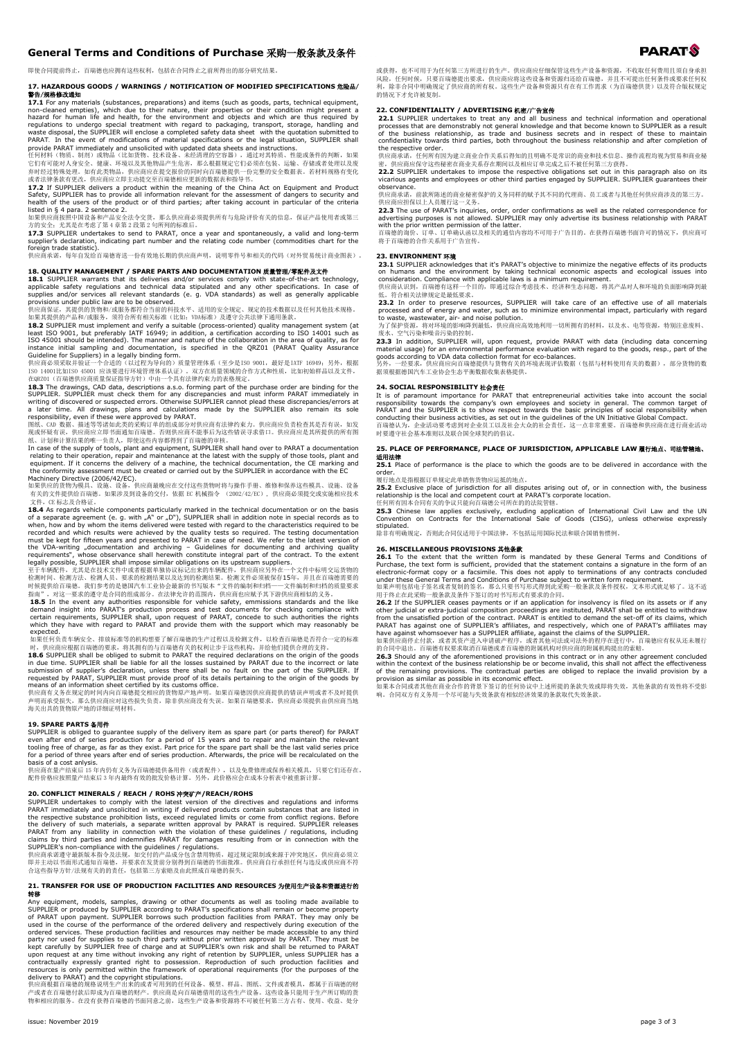# General Terms and Conditions of Purchase 采购一般条款及条件

即使合同提前终止，百瑞德也应拥有这些权利，包括在合同终止之前所得出的部分研究结果。

### 17. HAZARDOUS GOODS / WARNINGS / NOTIFICATION OF MODIFIED SPECIFICATIONS 危险品/警告/规格修改通知

**17.1** For any materials (substances, preparations) and items (such as goods, parts, technical equipment, non-cleaned empties), which due to their nature, their properties or their condition might present a hazard for human life and health, for the environment and objects and which are thus required by regulations to undergo special treatment with regard to packaging, transport, storage, handling and waste disposal, the SUPPLIER will enclose a completed safety data sheet with the quotation submitted to PARAT. In the event of modifications of material specifications or the legal situation, SUPPLIER shall provide PARAT immediately and unsolicited with updated data sheets and instructions.

任何材料（物质、制剂）或物品（比如货物、技术设备、未经清理的空容器），通过对其特质、性能或条件的判断，如果它们有可能对人身安全、健康、环境以及其他物品产生危害，那么根据规定它们必须在包装、运输、存储或者处理以及废弃时经过特殊处理。如有此类物品，供应商应在提交报价的同时向百瑞德提供一份完整的安全数据表。若材料规格有变化或者法律条款有更改，供应商应立即主动提交至百瑞德相应更新的数据表和指导书。

**17.2** If SUPPLIER delivers a product within the meaning of the China Act on Equipment and Product Safety, SUPPLIER has to provide all information relevant for the assessment of dangers to security and health of the users of the product or of third parties; after taking account in particular of the criteria listed in § 4 para. 2 sentence 2.

如果供应商按照中国设备和产品安全法令交货，那么供应商必须提供所有与危险评价有关的信息，保证产品使用者或第三方的安全；尤其是在考虑了第 4 章第 2 段第 2 句所列的标准后。

**17.3** SUPPLIER undertakes to send to PARAT, once a year and spontaneously, a valid and long-term supplier's declaration, indicating part number and the relating code number (commodities chart for the foreign trade statistic).

供应商承诺，每年自发给百瑞德寄送一份有效地长期的供应商声明，说明零件号和相关的代码（对外贸易统计商业图表）。

### 18. QUALITY MANAGEMENT / SPARE PARTS AND DOCUMENTATION 质量管理/零配件及文件

**18.1** SUPPLIER warrants that its deliveries and/or services comply with state-of-the-art technology, applicable safety regulations and technical data stipulated and any other specifications. In case of supplies and/or services all relevant standards (e. g. VDA standards) as well as generally applicable provisions under public law are to be observed.

供应商保证，其提供的货物和/或服务都符合当前的科技水平、适用的安全规定、规定的技术数据以及任何其他技术规格，如果其提供的产品和/或服务，须符合所有相关标准（比如：VDA标准）及遵守公共法律下通用条款。

**18.2** SUPPLIER must implement and verify a suitable (process-oriented) quality management system (at least ISO 9001, but preferably IATF 16949; in addition, a certification according to ISO 14001 such as ISO 45001 should be intended). The manner and nature of the collaboration in the area of quality, as for instance initial sampling and documentation, is specified in the QRZ01 (PARAT Quality Assurance Guideline for Suppliers) in a legally binding form.

供应商必须采取并验证一个合适的（以过程为导向的）质量管理体系（至少是ISO 9001，最好是IATF 16949；另外，根据ISO 14001比如ISO 45001 应该要进行环境管理体系认证），双方在质量领域的合作方式和性质，比如初始样品以及文件，在QRZ01（百瑞德供应商质量保证指导方针）中由一个具有法律约束力的条款规定。

**18.3** The drawings, CAD data, descriptions a.s.o. forming part of the purchase order are binding for the SUPPLIER. SUPPLIER must check them for any discrepancies and must inform PARAT immediately in writing of discovered or suspected errors. Otherwise SUPPLIER cannot plead these discrepancies/errors at a later time. All drawings, plans and calculations made by the SUPPLIER also remain its sole responsibility, even if these were approved by PARAT.

图纸、CAD 数据、描述等等该如此类的采购订单的组成部分对供应商有法律约束力。供应商应负责检查其是否有误，如发现或怀疑有误，供应商应立即书面通知百瑞德。否则供应商不能事后为这些错误寻求借口。供应商应是其所提供的所有图纸、计划和计算结果的唯一负责人，即使这些内容都得到了百瑞德的审核。

In case of the supply of tools, plant and equipment, SUPPLIER shall hand over to PARAT a documentation relating to their operation, repair and maintenance at the latest with the supply of those tools, plant and equipment. If it concerns the delivery of a machine, the technical documentation, the CE marking and the conformity assessment must be created or carried out by the SUPPLIER in accordance with the EC Machinery Directive (2006/42/EC).

如果供应的货物为模具、设施、设备，供应商最晚应在交付这些货物时将与操作手册、维修和保养这些模具、设施、设备有关的文件提供给百瑞德。如果涉及到设备的交付，依据 EC 机械指令 （2002/42/EC），供应商必须提交或实施相应技术文件，CE 标志及合格证。

**18.4** As regards vehicle components particularly marked in the technical documentation or on the basis of a separate agreement (e. g. with „A" or „D"), SUPPLIER shall in addition note in special records as to when, how and by whom the items delivered were tested with regard to the characteristics required to be recorded and which results were achieved by the quality tests so required. The testing documentation must be kept for fifteen years and presented to PARAT in case of need. We refer to the latest version of the VDA-writing „documentation and archiving – Guidelines for documenting and archiving quality requirements", whose observance shall herewith constitute integral part of the contract. To the extent legally possible, SUPPLIER shall impose similar obligations on its upstream suppliers.

至于车辆配件，尤其是在技术文件中或者根据单独协议标记出来的车辆配件，供应商应另外在一个文件中标明交运货物的检测时间、检测方法、检测人员、要求的检测结果以及达到的检测结果。检测文件必须被保存15年，并且在百瑞德需要的时候提供给百瑞德。我们参考的是德国汽车工业协会最新的书写版本"文件的编制和归档——文件编制和归档的质量要求指南"，对这一要求的遵守是合同的组成部分。在法律允许的范围内，供应商也应赋予其下游供应商相似的义务。

**18.5** In the event any authorities responsible for vehicle safety, emissions standards and the like demand insight into PARAT's production process and test documents for checking compliance with certain requirements, SUPPLIER shall, upon request of PARAT, concede to such authorities the rights which they have with regard to PARAT and provide them with the support which may reasonably be expected.

如果任何负责车辆安全、排放标准等的机构想要了解百瑞德的生产过程以及检测文件，以检查百瑞德是否符合一定的标准时，供应商应根据百瑞德的要求，将其拥有的与百瑞德有关的权利让步于这些机构，并给他们提供合理的支持。

**18.6** SUPPLIER shall be obliged to submit to PARAT the required declarations on the origin of the goods in due time. SUPPLIER shall be liable for all the losses sustained by PARAT due to the incorrect or late submission of supplier's declaration, unless there shall be no fault on the part of the SUPPLIER. If requested by PARAT, SUPPLIER must provide proof of its details pertaining to the origin of the goods by means of an information sheet certified by its customs office.

供应商有义务在规定的时间内向百瑞德提交相应的货物原产地声明。如果百瑞德因供应商提供的错误声明或者不及时提供声明而蒙受损失，那么供应商应对这些损失负责，除非供应商没有失误。如果百瑞德要求，供应商必须提供由供应商当地海关出具的货物原产地的详细证明材料。

### 19. SPARE PARTS 备用件

SUPPLIER is obliged to guarantee supply of the delivery item as spare part (or parts thereof) for PARAT even after end of series production for a period of 15 years and to repair and maintain the relevant tooling free of charge, as far as they exist. Part price for the spare part shall be the last valid series price for a period of three years after end of series production. Afterwards, the price will be recalculated on the basis of a cost analysis.

供应商在量产结束后 15 年内仍有义务为百瑞德提供备用件（或者配件），以及免费修理或保养相关模具，只要它们还存在。配件价格应按照量产结束后 3 年内最终有效的批发价格计算。另外，此价格应会在成本分析表中被重新计算。

### 20. CONFLICT MINERALS / REACH / ROHS 冲突矿产/REACH/ROHS

SUPPLIER undertakes to comply with the latest version of the directives and regulations and informs PARAT immediately and unsolicited if delivered products contain substances that are listed in the respective substance prohibition lists, exceed regulated limits or come from conflict regions. Before the delivery of such materials, a separate written approval by PARAT is required. SUPPLIER releases PARAT from any liability in connection with the violation of these guidelines / regulations, including claims by third parties and indemnifies PARAT for damages resulting from or in connection with the SUPPLIER's non-compliance with the guidelines / regulations.

供应商承诺遵守最新版本指令及法规，如交付的产品成分包含禁用物质，超过规定限制或来源于冲突地区，供应商必须立即并主动以书面形式通知百瑞德，并要求在发货前分别得到百瑞德的书面批准。供应商自行承担任何与违反或供应商不符合这些指导方针/法规有关的责任，包括第三方索赔及由此照成百瑞德的损失。

### 21. TRANSFER FOR USE OF PRODUCTION FACILITIES AND RESOURCES 为使用生产设备和资源进行的转移

Any equipment, models, samples, drawing or other documents as well as tooling made available to SUPPLIER or produced by SUPPLIER according to PARAT's specifications shall remain or become property of PARAT upon payment. SUPPLIER borrows such production facilities from PARAT. They may only be used in the course of the performance of the ordered delivery and respectively during execution of the ordered services. These production facilities and resources may neither be made accessible to any third party nor used for supplies to such third party without prior written approval by PARAT. They must be kept carefully by SUPPLIER free of charge and at SUPPLIER's own risk and shall be returned to PARAT upon request at any time without invoking any right of retention by SUPPLIER, unless SUPPLIER has a contractually expressly granted right to possession. Reproduction of such production facilities and resources is only permitted within the framework of operational requirements (for the purposes of the delivery to PARAT) and the copyright stipulations.

供应商根据百瑞德的规格说明生产出来的或者可用到的任何设备、模型、样品、图纸、文件或者模具，都属于百瑞德的财产或者在百瑞德付款后即成为百瑞德的财产。供应商是向百瑞德借用的这些生产设备。这些设备只能用于生产所订购的货物和相应的服务。在没有获得百瑞德的书面同意之前，这些生产设备和资源将不可被任何第三方占有、使用、收益、处分或获得，也不可用于为任何第三方所进行的生产。供应商应仔细保管这些生产设备和资源，不收取任何费用且须自身承担风险，任何时候，只要百瑞德提出要求，供应商应将这些设备和资源归还给百瑞德，并且不可提出任何条件或要求任何权利，除非合同中明确规定了供应商的所有权。这些生产设备和资源只有在有工作需求（为百瑞德供货）以及符合版权规定的情况下才允许被复制。

### 22. CONFIDENTIALITY / ADVERTISING 机密/广告宣传

**22.1** SUPPLIER undertakes to treat any and all business and technical information and operational processes that are demonstrably not general knowledge and that become known to SUPPLIER as a result of the business relationship, as trade and business secrets and in respect of these to maintain confidentiality towards third parties, both throughout the business relationship and after completion of the respective order.

供应商承诺，任何所有因为建立商业合作关系后得知的且明确不是常识的商业和技术信息、操作流程均视为贸易和商业秘密，供应商应保守这些秘密在商业关系存在期间以及相应订单完成之后不被任何第三方获得。

**22.2** SUPPLIER undertakes to impose the respective obligations set out in this paragraph also on its vicarious agents and employees or other third parties engaged by SUPPLIER. SUPPLIER guarantees their observance.

供应商承诺，前款所陈述的商业秘密保护的义务同样的赋予其不同的代理商、员工或者与其他任何供应商涉及的第三方。供应商应担保以上人员履行这一义务。

**22.3** The use of PARAT's inquiries, order, order confirmations as well as the related correspondence for advertising purposes is not allowed. SUPPLIER may only advertise its business relationship with PARAT with the prior written permission of the latter.

百瑞德的询价、订单、订单确认函以及相关的通信内容均不可用于广告目的。在获得百瑞德书面许可的情况下，供应商可将于百瑞德的合作关系用于广告宣传。

### 23. ENVIRONMENT 环境

**23.1** SUPPLIER acknowledges that it's PARAT's objective to minimize the negative effects of its products on humans and the environment by taking technical economic aspects and ecological issues into consideration. Compliance with applicable laws is a minimum requirement.

供应商认识到，百瑞德有这样一个目的，即通过综合考虑技术、经济和生态问题，将其产品对人和环境的负面影响降到最低。符合相关法律规定是最低要求。

**23.2** In order to preserve resources, SUPPLIER will take care of an effective use of all materials processed and of energy and water, such as to minimize environmental impact, particularly with regard to waste, wastewater, air- and noise pollution.

为了保护资源，将对环境的影响降到最低，供应商应高效地利用一切所拥有的材料，以及水、电等资源，特别注意废料、废水、空气污染和噪音污染的控制。

**23.3** In addition, SUPPLIER will, upon request, provide PARAT with data (including data concerning material usage) for an environmental performance evaluation with regard to the goods, resp., part of the goods according to VDA data collection format for eco-balances.

另外，一经要求，供应商应向百瑞德提供与货物有关的环境表现评估数据（包括与材料使用有关的数据），部分货物的数据须根据德国汽车工业协会生态平衡数据收集表格提供。

### 24. SOCIAL RESPONSIBILITY 社会责任

It is of paramount importance for PARAT that entrepreneurial activities take into account the social responsibility towards the company's own employees and society in general. The common target of PARAT and the SUPPLIER is to show respect towards the basic principles of social responsibility when conducting their business activities, as set out in the guidelines of the UN Initiative Global Compact.

百瑞德认为，企业活动要考虑到对企业员工以及社会大众的社会责任，这一点非常重要。百瑞德和供应商在进行商业活动时要遵守社会基本准则以及联合国全球契约的倡议。

### 25. PLACE OF PERFORMANCE, PLACE OF JURISDICTION, APPLICABLE LAW 履行地点、司法管辖地、适用法律

**25.1** Place of performance is the place to which the goods are to be delivered in accordance with the order.

履行地点是指根据订单规定此单销售货物应运抵的地点。

**25.2** Exclusive place of jurisdiction for all disputes arising out of, or in connection with, the business relationship is the local and competent court at PARAT's corporate location.

任何所有因本合同有关的争议只能向百瑞德公司所在的的法院管辖。

**25.3** Chinese law applies exclusively, excluding application of International Civil Law and the UN Convention on Contracts for the International Sale of Goods (CISG), unless otherwise expressly stipulated.

除非有明确规定，否则此合同仅适用于中国法律，不包括运用国际民法和联合国销售惯例。

### 26. MISCELLANEOUS PROVISIONS 其他条款

**26.1** To the extent that the written form is mandated by these General Terms and Conditions of Purchase, the text form is sufficient, provided that the statement contains a signature in the form of an electronic-format copy or a facsimile. This does not apply to terminations of any contracts concluded under these General Terms and Conditions of Purchase subject to written form requirement.

如果声明包括电子签名或复制的签名，那么只要书写形式得到此采购一般条款及条件授权，文本形式就足够了。这不适用于终止在此采购一般条款及条件下签订的对书写形式有要求的合同。

**26.2** If the SUPPLIER ceases payments or if an application for insolvency is filed on its assets or if any other judicial or extra-judicial composition proceedings are instituted, PARAT shall be entitled to withdraw from the unsatisfied portion of the contract. PARAT is entitled to demand the set-off of its claims, which PARAT has against one of SUPPLIER's affiliates, and respectively, which one of PARAT's affiliates may have against whomsoever has a SUPPLIER affiliate, against the claims of the SUPPLIER.

如果供应商停止付款，或者其资产进入申请破产程序，或者其他司法或司法外的程序在进行中，百瑞德应有权从还未履行的合同中退出，百瑞德有权要求取消百瑞德或百瑞德的附属机构对供应商的附属机构提出的索赔。

**26.3** Should any of the aforementioned provisions in this contract or in any other agreement concluded within the context of the business relationship be or become invalid, this shall not affect the effectiveness of the remaining provisions. The contractual parties are obliged to replace the invalid provision by a provision as similar as possible in its economic effect.

如果本合同或者其他在商业合作的背景下签订的任何协议中上述所提的条款失效或即将失效，其他条款的有效性将不受影响。合同双方有义务用一个尽可能与失效条款有相似经济效果的条款取代失效条款。

issue: November 2019